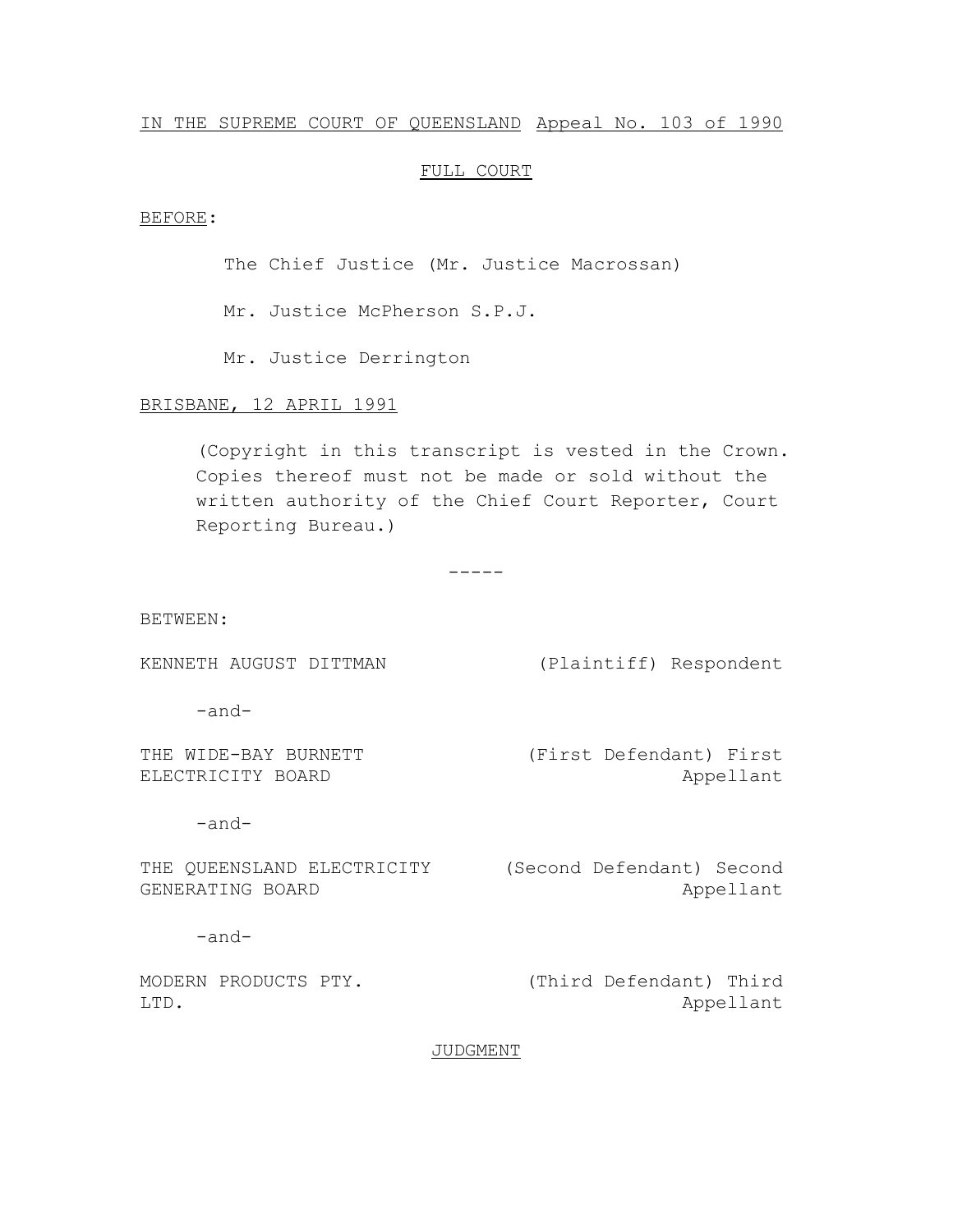IN THE SUPREME COURT OF QUEENSLAND Appeal No. 103 of 1990

FULL COURT

BEFORE:

The Chief Justice (Mr. Justice Macrossan)

Mr. Justice McPherson S.P.J.

Mr. Justice Derrington

BRISBANE, 12 APRIL 1991

(Copyright in this transcript is vested in the Crown. Copies thereof must not be made or sold without the written authority of the Chief Court Reporter, Court Reporting Bureau.)

-----

BETWEEN:

| | |
|---|---|
| KENNETH AUGUST DITTMAN | (Plaintiff) Respondent |
| -and- | |
| THE WIDE-BAY BURNETT ELECTRICITY BOARD | (First Defendant) First Appellant |
| -and- | |
| THE QUEENSLAND ELECTRICITY GENERATING BOARD | (Second Defendant) Second Appellant |
| -and- | |
| MODERN PRODUCTS PTY. LTD. | (Third Defendant) Third Appellant |

JUDGMENT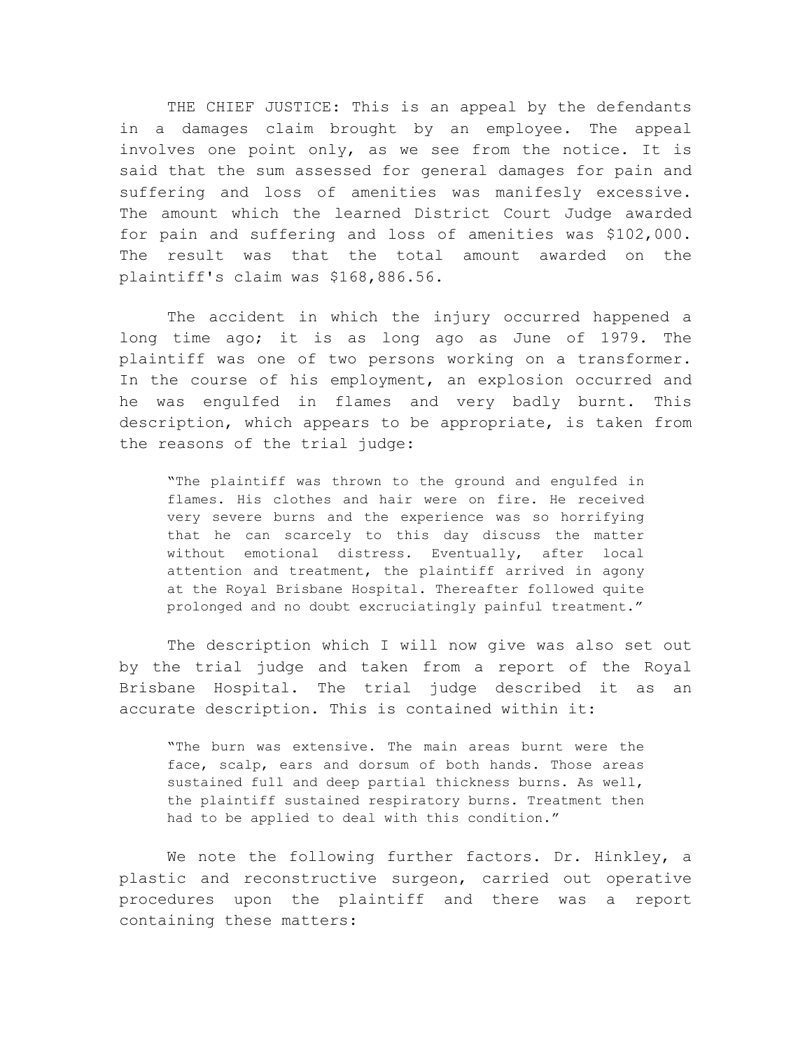THE CHIEF JUSTICE: This is an appeal by the defendants in a damages claim brought by an employee. The appeal involves one point only, as we see from the notice. It is said that the sum assessed for general damages for pain and suffering and loss of amenities was manifesly excessive. The amount which the learned District Court Judge awarded for pain and suffering and loss of amenities was $102,000. The result was that the total amount awarded on the plaintiff's claim was $168,886.56.

The accident in which the injury occurred happened a long time ago; it is as long ago as June of 1979. The plaintiff was one of two persons working on a transformer. In the course of his employment, an explosion occurred and he was engulfed in flames and very badly burnt. This description, which appears to be appropriate, is taken from the reasons of the trial judge:

> "The plaintiff was thrown to the ground and engulfed in flames. His clothes and hair were on fire. He received very severe burns and the experience was so horrifying that he can scarcely to this day discuss the matter without emotional distress. Eventually, after local attention and treatment, the plaintiff arrived in agony at the Royal Brisbane Hospital. Thereafter followed quite prolonged and no doubt excruciatingly painful treatment."

The description which I will now give was also set out by the trial judge and taken from a report of the Royal Brisbane Hospital. The trial judge described it as an accurate description. This is contained within it:

> "The burn was extensive. The main areas burnt were the face, scalp, ears and dorsum of both hands. Those areas sustained full and deep partial thickness burns. As well, the plaintiff sustained respiratory burns. Treatment then had to be applied to deal with this condition."

We note the following further factors. Dr. Hinkley, a plastic and reconstructive surgeon, carried out operative procedures upon the plaintiff and there was a report containing these matters: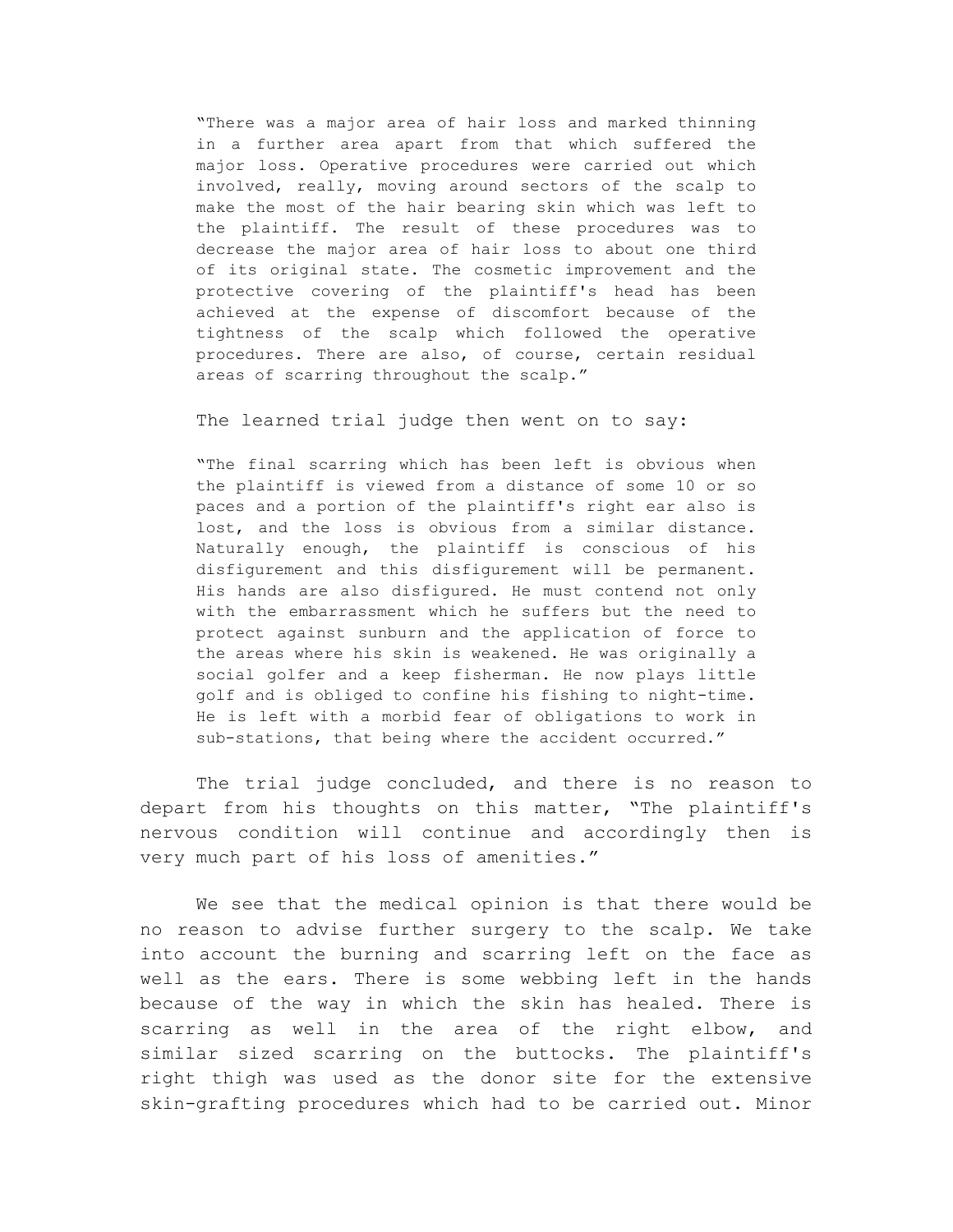> "There was a major area of hair loss and marked thinning in a further area apart from that which suffered the major loss. Operative procedures were carried out which involved, really, moving around sectors of the scalp to make the most of the hair bearing skin which was left to the plaintiff. The result of these procedures was to decrease the major area of hair loss to about one third of its original state. The cosmetic improvement and the protective covering of the plaintiff's head has been achieved at the expense of discomfort because of the tightness of the scalp which followed the operative procedures. There are also, of course, certain residual areas of scarring throughout the scalp."

The learned trial judge then went on to say:

> "The final scarring which has been left is obvious when the plaintiff is viewed from a distance of some 10 or so paces and a portion of the plaintiff's right ear also is lost, and the loss is obvious from a similar distance. Naturally enough, the plaintiff is conscious of his disfigurement and this disfigurement will be permanent. His hands are also disfigured. He must contend not only with the embarrassment which he suffers but the need to protect against sunburn and the application of force to the areas where his skin is weakened. He was originally a social golfer and a keep fisherman. He now plays little golf and is obliged to confine his fishing to night-time. He is left with a morbid fear of obligations to work in sub-stations, that being where the accident occurred."

The trial judge concluded, and there is no reason to depart from his thoughts on this matter, "The plaintiff's nervous condition will continue and accordingly then is very much part of his loss of amenities."

We see that the medical opinion is that there would be no reason to advise further surgery to the scalp. We take into account the burning and scarring left on the face as well as the ears. There is some webbing left in the hands because of the way in which the skin has healed. There is scarring as well in the area of the right elbow, and similar sized scarring on the buttocks. The plaintiff's right thigh was used as the donor site for the extensive skin-grafting procedures which had to be carried out. Minor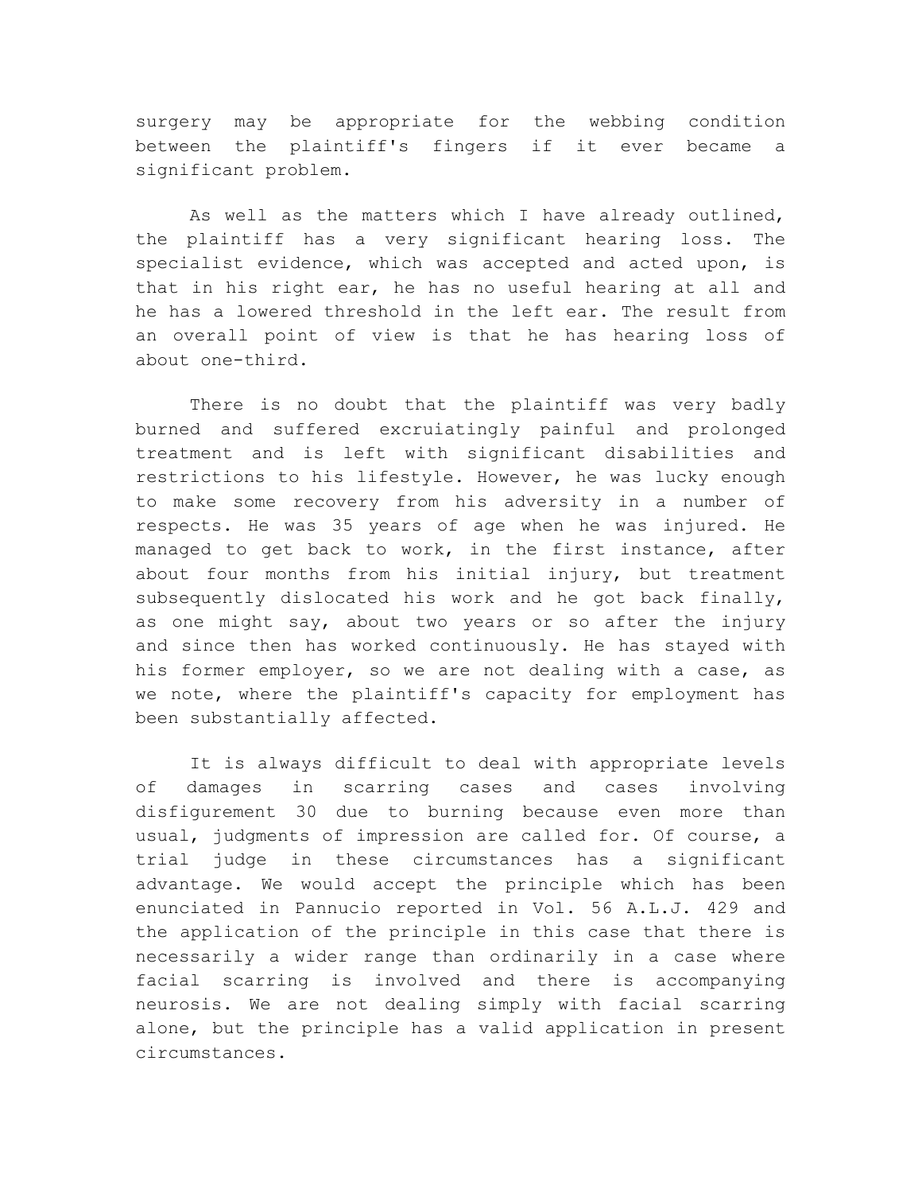surgery may be appropriate for the webbing condition between the plaintiff's fingers if it ever became a significant problem.

As well as the matters which I have already outlined, the plaintiff has a very significant hearing loss. The specialist evidence, which was accepted and acted upon, is that in his right ear, he has no useful hearing at all and he has a lowered threshold in the left ear. The result from an overall point of view is that he has hearing loss of about one-third.

There is no doubt that the plaintiff was very badly burned and suffered excruiatingly painful and prolonged treatment and is left with significant disabilities and restrictions to his lifestyle. However, he was lucky enough to make some recovery from his adversity in a number of respects. He was 35 years of age when he was injured. He managed to get back to work, in the first instance, after about four months from his initial injury, but treatment subsequently dislocated his work and he got back finally, as one might say, about two years or so after the injury and since then has worked continuously. He has stayed with his former employer, so we are not dealing with a case, as we note, where the plaintiff's capacity for employment has been substantially affected.

It is always difficult to deal with appropriate levels of damages in scarring cases and cases involving disfigurement 30 due to burning because even more than usual, judgments of impression are called for. Of course, a trial judge in these circumstances has a significant advantage. We would accept the principle which has been enunciated in Pannucio reported in Vol. 56 A.L.J. 429 and the application of the principle in this case that there is necessarily a wider range than ordinarily in a case where facial scarring is involved and there is accompanying neurosis. We are not dealing simply with facial scarring alone, but the principle has a valid application in present circumstances.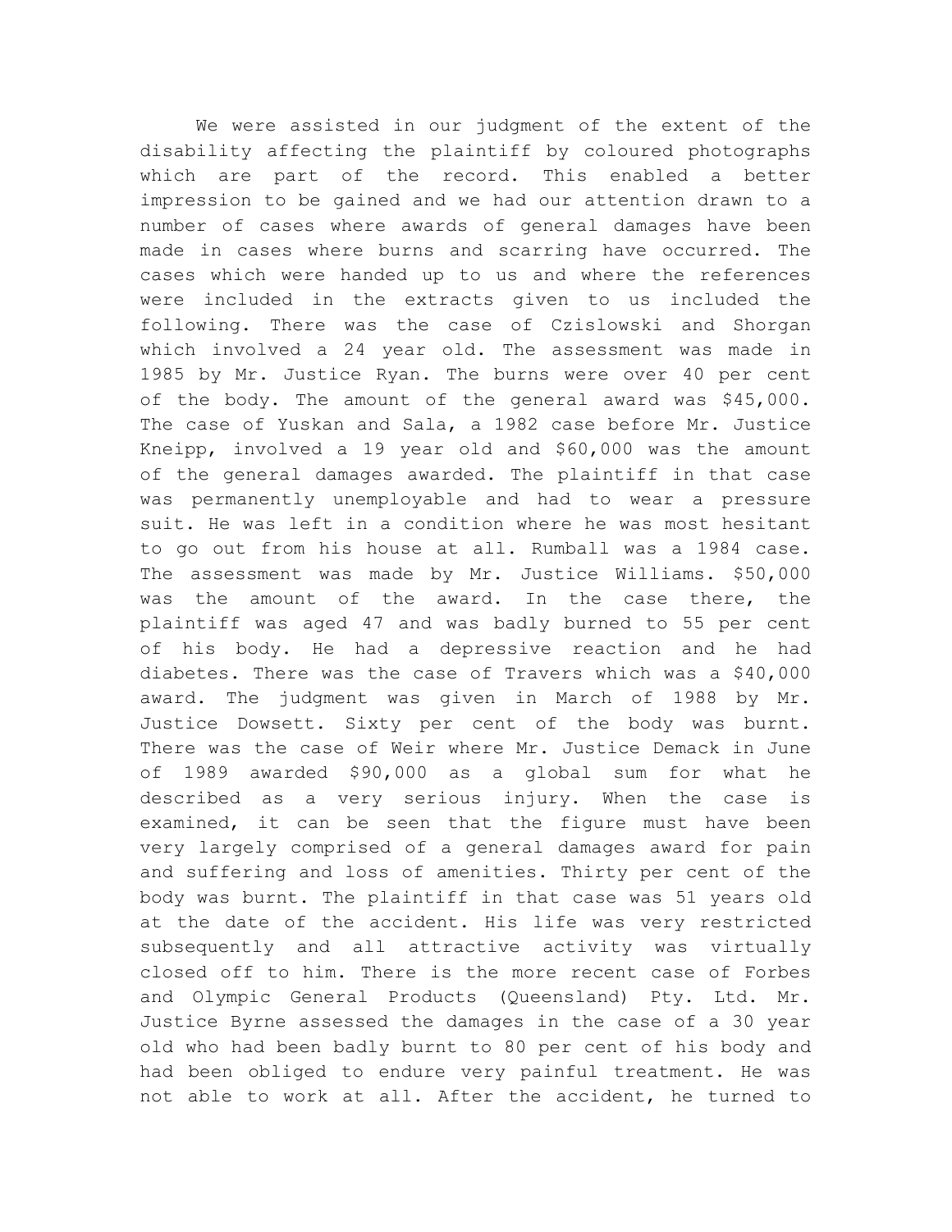We were assisted in our judgment of the extent of the disability affecting the plaintiff by coloured photographs which are part of the record. This enabled a better impression to be gained and we had our attention drawn to a number of cases where awards of general damages have been made in cases where burns and scarring have occurred. The cases which were handed up to us and where the references were included in the extracts given to us included the following. There was the case of Czislowski and Shorgan which involved a 24 year old. The assessment was made in 1985 by Mr. Justice Ryan. The burns were over 40 per cent of the body. The amount of the general award was $45,000. The case of Yuskan and Sala, a 1982 case before Mr. Justice Kneipp, involved a 19 year old and $60,000 was the amount of the general damages awarded. The plaintiff in that case was permanently unemployable and had to wear a pressure suit. He was left in a condition where he was most hesitant to go out from his house at all. Rumball was a 1984 case. The assessment was made by Mr. Justice Williams. $50,000 was the amount of the award. In the case there, the plaintiff was aged 47 and was badly burned to 55 per cent of his body. He had a depressive reaction and he had diabetes. There was the case of Travers which was a $40,000 award. The judgment was given in March of 1988 by Mr. Justice Dowsett. Sixty per cent of the body was burnt. There was the case of Weir where Mr. Justice Demack in June of 1989 awarded $90,000 as a global sum for what he described as a very serious injury. When the case is examined, it can be seen that the figure must have been very largely comprised of a general damages award for pain and suffering and loss of amenities. Thirty per cent of the body was burnt. The plaintiff in that case was 51 years old at the date of the accident. His life was very restricted subsequently and all attractive activity was virtually closed off to him. There is the more recent case of Forbes and Olympic General Products (Queensland) Pty. Ltd. Mr. Justice Byrne assessed the damages in the case of a 30 year old who had been badly burnt to 80 per cent of his body and had been obliged to endure very painful treatment. He was not able to work at all. After the accident, he turned to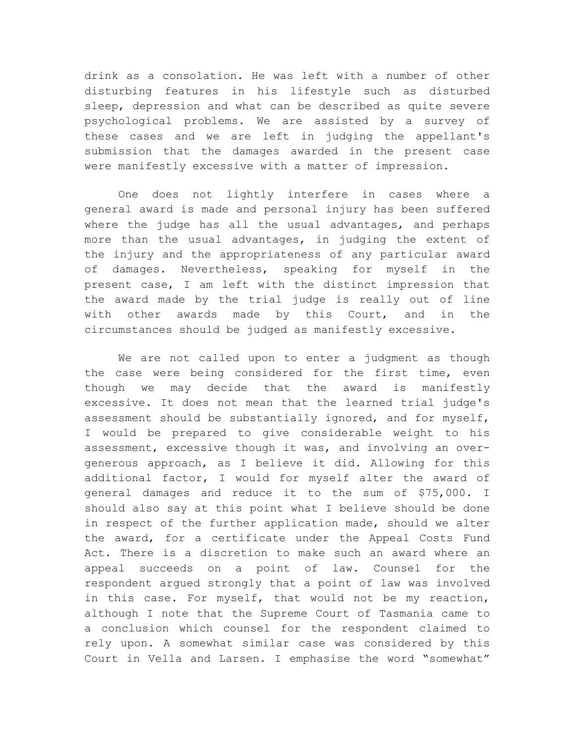drink as a consolation. He was left with a number of other disturbing features in his lifestyle such as disturbed sleep, depression and what can be described as quite severe psychological problems. We are assisted by a survey of these cases and we are left in judging the appellant's submission that the damages awarded in the present case were manifestly excessive with a matter of impression.

One does not lightly interfere in cases where a general award is made and personal injury has been suffered where the judge has all the usual advantages, and perhaps more than the usual advantages, in judging the extent of the injury and the appropriateness of any particular award of damages. Nevertheless, speaking for myself in the present case, I am left with the distinct impression that the award made by the trial judge is really out of line with other awards made by this Court, and in the circumstances should be judged as manifestly excessive.

We are not called upon to enter a judgment as though the case were being considered for the first time, even though we may decide that the award is manifestly excessive. It does not mean that the learned trial judge's assessment should be substantially ignored, and for myself, I would be prepared to give considerable weight to his assessment, excessive though it was, and involving an over-generous approach, as I believe it did. Allowing for this additional factor, I would for myself alter the award of general damages and reduce it to the sum of $75,000. I should also say at this point what I believe should be done in respect of the further application made, should we alter the award, for a certificate under the Appeal Costs Fund Act. There is a discretion to make such an award where an appeal succeeds on a point of law. Counsel for the respondent argued strongly that a point of law was involved in this case. For myself, that would not be my reaction, although I note that the Supreme Court of Tasmania came to a conclusion which counsel for the respondent claimed to rely upon. A somewhat similar case was considered by this Court in Vella and Larsen. I emphasise the word "somewhat"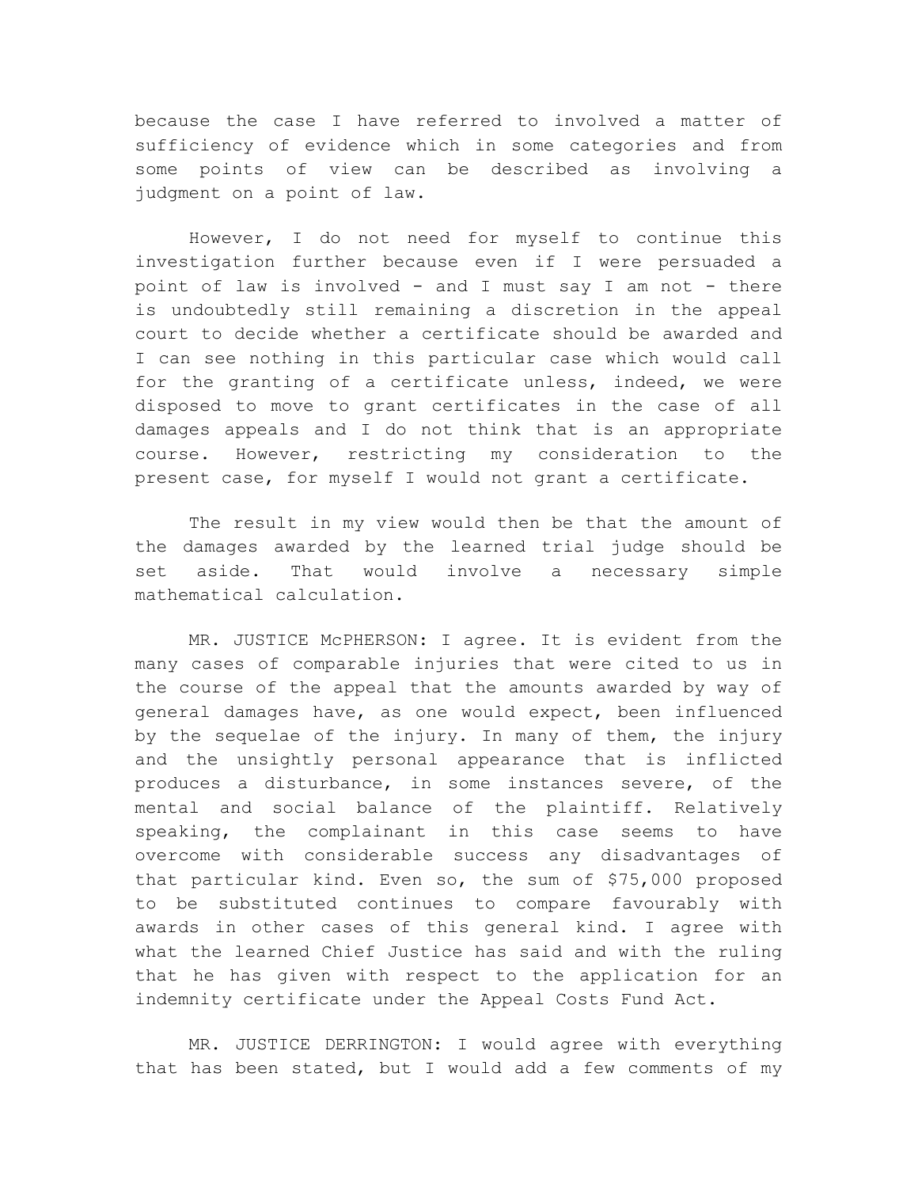because the case I have referred to involved a matter of sufficiency of evidence which in some categories and from some points of view can be described as involving a judgment on a point of law.

However, I do not need for myself to continue this investigation further because even if I were persuaded a point of law is involved - and I must say I am not - there is undoubtedly still remaining a discretion in the appeal court to decide whether a certificate should be awarded and I can see nothing in this particular case which would call for the granting of a certificate unless, indeed, we were disposed to move to grant certificates in the case of all damages appeals and I do not think that is an appropriate course. However, restricting my consideration to the present case, for myself I would not grant a certificate.

The result in my view would then be that the amount of the damages awarded by the learned trial judge should be set aside. That would involve a necessary simple mathematical calculation.

MR. JUSTICE McPHERSON: I agree. It is evident from the many cases of comparable injuries that were cited to us in the course of the appeal that the amounts awarded by way of general damages have, as one would expect, been influenced by the sequelae of the injury. In many of them, the injury and the unsightly personal appearance that is inflicted produces a disturbance, in some instances severe, of the mental and social balance of the plaintiff. Relatively speaking, the complainant in this case seems to have overcome with considerable success any disadvantages of that particular kind. Even so, the sum of $75,000 proposed to be substituted continues to compare favourably with awards in other cases of this general kind. I agree with what the learned Chief Justice has said and with the ruling that he has given with respect to the application for an indemnity certificate under the Appeal Costs Fund Act.

MR. JUSTICE DERRINGTON: I would agree with everything that has been stated, but I would add a few comments of my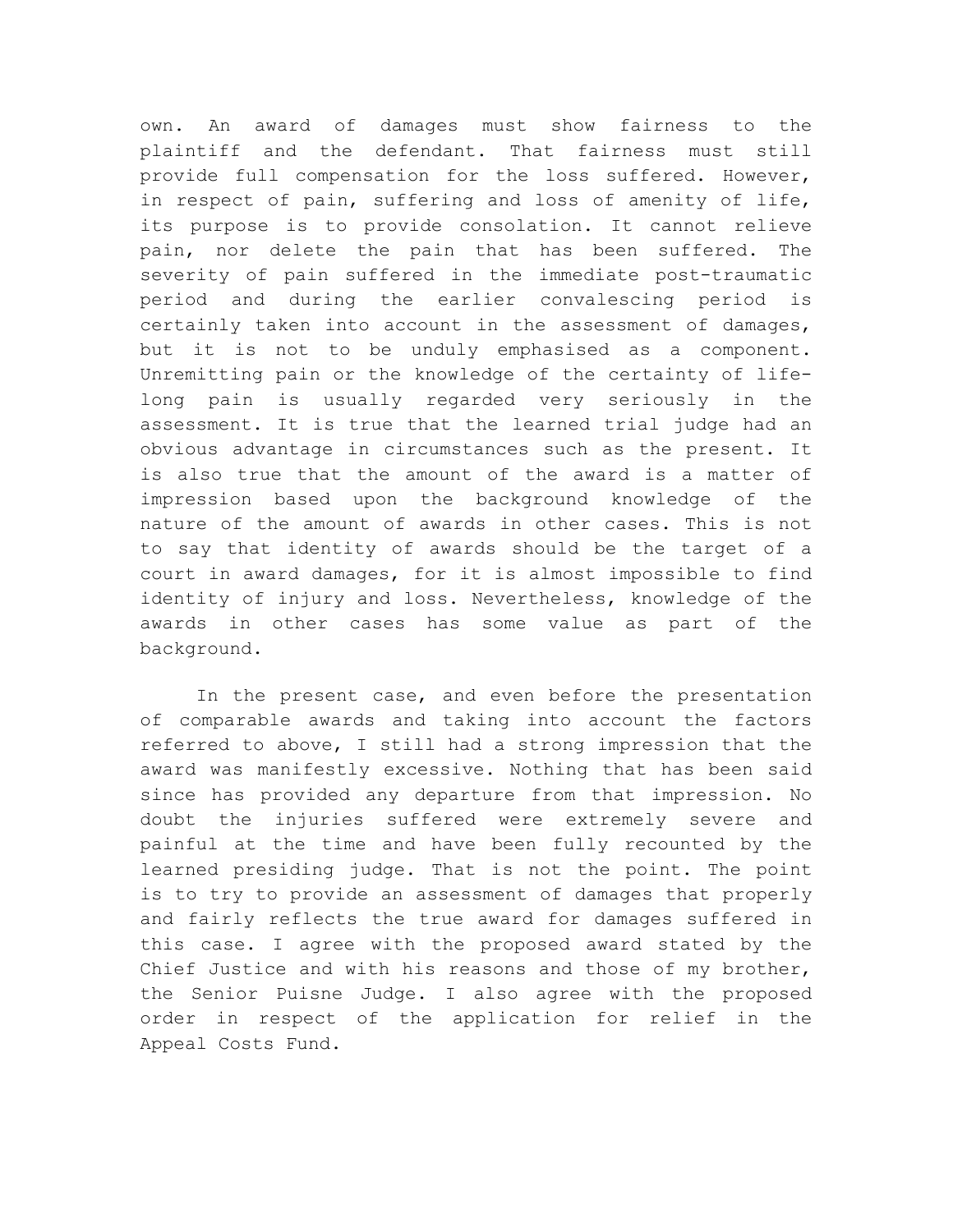own. An award of damages must show fairness to the plaintiff and the defendant. That fairness must still provide full compensation for the loss suffered. However, in respect of pain, suffering and loss of amenity of life, its purpose is to provide consolation. It cannot relieve pain, nor delete the pain that has been suffered. The severity of pain suffered in the immediate post-traumatic period and during the earlier convalescing period is certainly taken into account in the assessment of damages, but it is not to be unduly emphasised as a component. Unremitting pain or the knowledge of the certainty of life-long pain is usually regarded very seriously in the assessment. It is true that the learned trial judge had an obvious advantage in circumstances such as the present. It is also true that the amount of the award is a matter of impression based upon the background knowledge of the nature of the amount of awards in other cases. This is not to say that identity of awards should be the target of a court in award damages, for it is almost impossible to find identity of injury and loss. Nevertheless, knowledge of the awards in other cases has some value as part of the background.

In the present case, and even before the presentation of comparable awards and taking into account the factors referred to above, I still had a strong impression that the award was manifestly excessive. Nothing that has been said since has provided any departure from that impression. No doubt the injuries suffered were extremely severe and painful at the time and have been fully recounted by the learned presiding judge. That is not the point. The point is to try to provide an assessment of damages that properly and fairly reflects the true award for damages suffered in this case. I agree with the proposed award stated by the Chief Justice and with his reasons and those of my brother, the Senior Puisne Judge. I also agree with the proposed order in respect of the application for relief in the Appeal Costs Fund.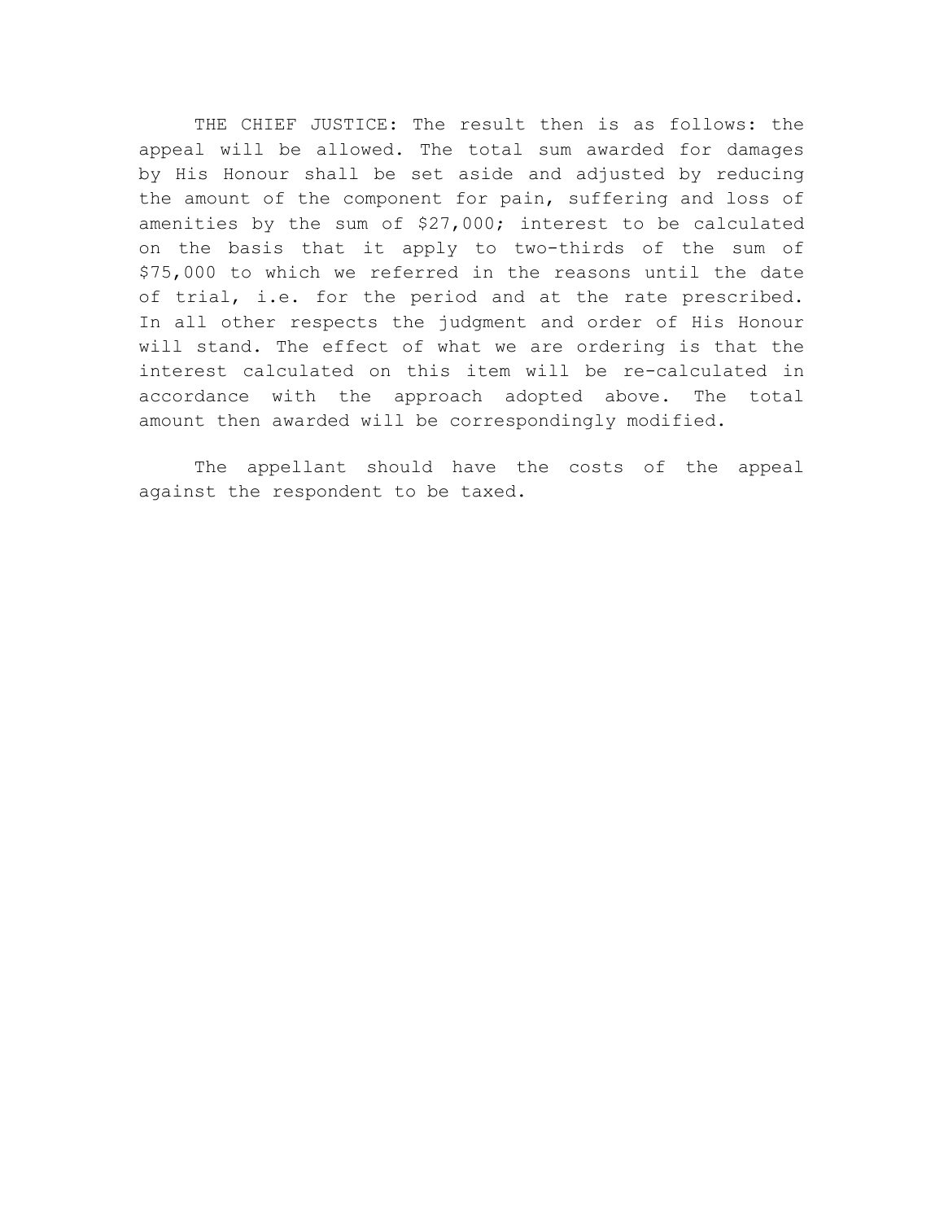THE CHIEF JUSTICE: The result then is as follows: the appeal will be allowed. The total sum awarded for damages by His Honour shall be set aside and adjusted by reducing the amount of the component for pain, suffering and loss of amenities by the sum of $27,000; interest to be calculated on the basis that it apply to two-thirds of the sum of $75,000 to which we referred in the reasons until the date of trial, i.e. for the period and at the rate prescribed. In all other respects the judgment and order of His Honour will stand. The effect of what we are ordering is that the interest calculated on this item will be re-calculated in accordance with the approach adopted above. The total amount then awarded will be correspondingly modified.

The appellant should have the costs of the appeal against the respondent to be taxed.